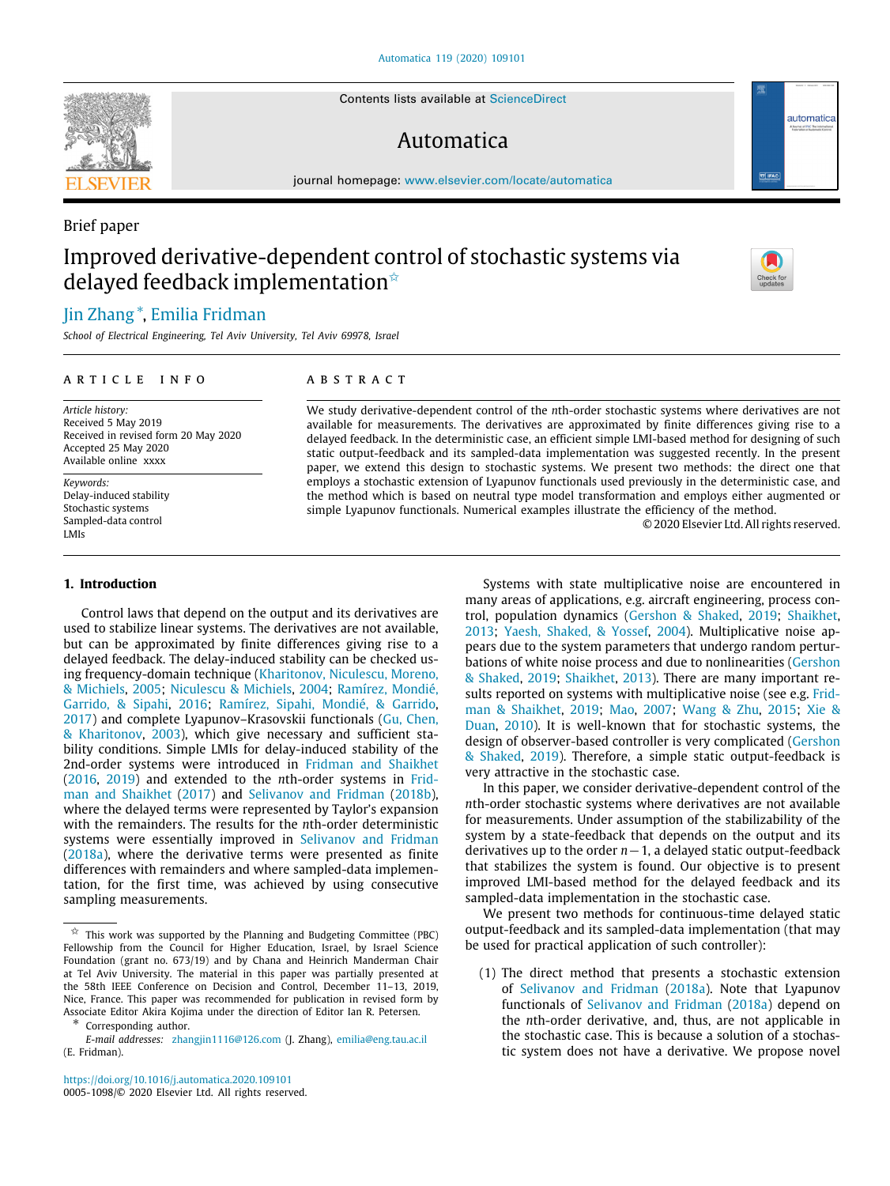Brief paper

# Improved derivative-dependent control of stochastic systems via delayed feedback implementation ☆

Jin Zhang *, Emilia Fridman

*School of Electrical Engineering, Tel Aviv University, Tel Aviv 69978, Israel*

## ARTICLE INFO

*Article history:*
Received 5 May 2019
Received in revised form 20 May 2020
Accepted 25 May 2020
Available online xxxx

*Keywords:*
Delay-induced stability
Stochastic systems
Sampled-data control
LMIs

## ABSTRACT

We study derivative-dependent control of the $n$th-order stochastic systems where derivatives are not available for measurements. The derivatives are approximated by finite differences giving rise to a delayed feedback. In the deterministic case, an efficient simple LMI-based method for designing of such static output-feedback and its sampled-data implementation was suggested recently. In the present paper, we extend this design to stochastic systems. We present two methods: the direct one that employs a stochastic extension of Lyapunov functionals used previously in the deterministic case, and the method which is based on neutral type model transformation and employs either augmented or simple Lyapunov functionals. Numerical examples illustrate the efficiency of the method.

© 2020 Elsevier Ltd. All rights reserved.

## 1. Introduction

Control laws that depend on the output and its derivatives are used to stabilize linear systems. The derivatives are not available, but can be approximated by finite differences giving rise to a delayed feedback. The delay-induced stability can be checked using frequency-domain technique (Kharitonov, Niculescu, Moreno, & Michiels, 2005; Niculescu & Michiels, 2004; Ramírez, Mondié, Garrido, & Sipahi, 2016; Ramírez, Sipahi, Mondié, & Garrido, 2017) and complete Lyapunov–Krasovskii functionals (Gu, Chen, & Kharitonov, 2003), which give necessary and sufficient stability conditions. Simple LMIs for delay-induced stability of the 2nd-order systems were introduced in Fridman and Shaikhet (2016, 2019) and extended to the $n$th-order systems in Fridman and Shaikhet (2017) and Selivanov and Fridman (2018b), where the delayed terms were represented by Taylor's expansion with the remainders. The results for the $n$th-order deterministic systems were essentially improved in Selivanov and Fridman (2018a), where the derivative terms were presented as finite differences with remainders and where sampled-data implementation, for the first time, was achieved by using consecutive sampling measurements.

Systems with state multiplicative noise are encountered in many areas of applications, e.g. aircraft engineering, process control, population dynamics (Gershon & Shaked, 2019; Shaikhet, 2013; Yaesh, Shaked, & Yossef, 2004). Multiplicative noise appears due to the system parameters that undergo random perturbations of white noise process and due to nonlinearities (Gershon & Shaked, 2019; Shaikhet, 2013). There are many important results reported on systems with multiplicative noise (see e.g. Fridman & Shaikhet, 2019; Mao, 2007; Wang & Zhu, 2015; Xie & Duan, 2010). It is well-known that for stochastic systems, the design of observer-based controller is very complicated (Gershon & Shaked, 2019). Therefore, a simple static output-feedback is very attractive in the stochastic case.

In this paper, we consider derivative-dependent control of the $n$th-order stochastic systems where derivatives are not available for measurements. Under assumption of the stabilizability of the system by a state-feedback that depends on the output and its derivatives up to the order $n-1$, a delayed static output-feedback that stabilizes the system is found. Our objective is to present improved LMI-based method for the delayed feedback and its sampled-data implementation in the stochastic case.

We present two methods for continuous-time delayed static output-feedback and its sampled-data implementation (that may be used for practical application of such controller):

(1) The direct method that presents a stochastic extension of Selivanov and Fridman (2018a). Note that Lyapunov functionals of Selivanov and Fridman (2018a) depend on the $n$th-order derivative, and, thus, are not applicable in the stochastic case. This is because a solution of a stochastic system does not have a derivative. We propose novel

---

☆ This work was supported by the Planning and Budgeting Committee (PBC) Fellowship from the Council for Higher Education, Israel, by Israel Science Foundation (grant no. 673/19) and by Chana and Heinrich Manderman Chair at Tel Aviv University. The material in this paper was partially presented at the 58th IEEE Conference on Decision and Control, December 11–13, 2019, Nice, France. This paper was recommended for publication in revised form by Associate Editor Akira Kojima under the direction of Editor Ian R. Petersen.

\* Corresponding author.

*E-mail addresses:* zhangjin1116@126.com (J. Zhang), emilia@eng.tau.ac.il (E. Fridman).

https://doi.org/10.1016/j.automatica.2020.109101
0005-1098/© 2020 Elsevier Ltd. All rights reserved.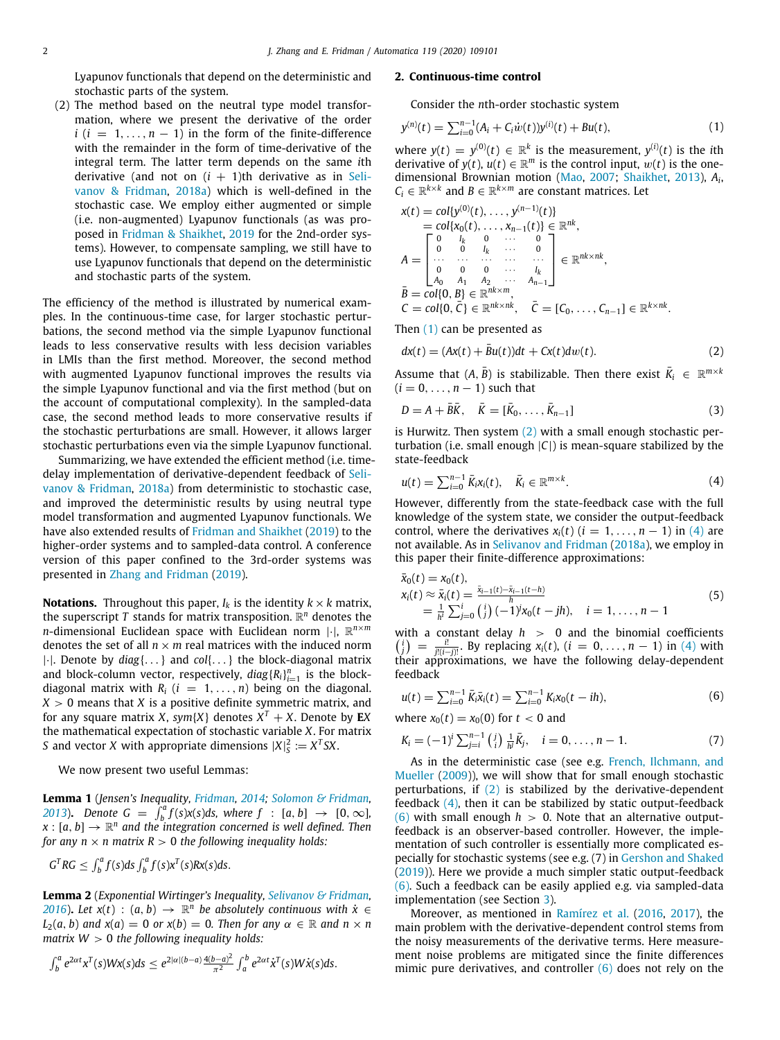Lyapunov functionals that depend on the deterministic and stochastic parts of the system.

(2) The method based on the neutral type model transformation, where we present the derivative of the order $i$ $(i = 1, \ldots, n-1)$ in the form of the finite-difference with the remainder in the form of time-derivative of the integral term. The latter term depends on the same $i$th derivative (and not on $(i+1)$th derivative as in Selivanov & Fridman, 2018a) which is well-defined in the stochastic case. We employ either augmented or simple (i.e. non-augmented) Lyapunov functionals (as was proposed in Fridman & Shaikhet, 2019 for the 2nd-order systems). However, to compensate sampling, we still have to use Lyapunov functionals that depend on the deterministic and stochastic parts of the system.

The efficiency of the method is illustrated by numerical examples. In the continuous-time case, for larger stochastic perturbations, the second method via the simple Lyapunov functional leads to less conservative results with less decision variables in LMIs than the first method. Moreover, the second method with augmented Lyapunov functional improves the results via the simple Lyapunov functional and via the first method (but on the account of computational complexity). In the sampled-data case, the second method leads to more conservative results if the stochastic perturbations are small. However, it allows larger stochastic perturbations even via the simple Lyapunov functional.

Summarizing, we have extended the efficient method (i.e. time-delay implementation of derivative-dependent feedback of Selivanov & Fridman, 2018a) from deterministic to stochastic case, and improved the deterministic results by using neutral type model transformation and augmented Lyapunov functionals. We have also extended results of Fridman and Shaikhet (2019) to the higher-order systems and to sampled-data control. A conference version of this paper confined to the 3rd-order systems was presented in Zhang and Fridman (2019).

**Notations.** Throughout this paper, $I_k$ is the identity $k \times k$ matrix, the superscript $T$ stands for matrix transposition. $\mathbb{R}^n$ denotes the $n$-dimensional Euclidean space with Euclidean norm $|\cdot|$, $\mathbb{R}^{n\times m}$ denotes the set of all $n \times m$ real matrices with the induced norm $|\cdot|$. Denote by $diag\{\ldots\}$ and $col\{\ldots\}$ the block-diagonal matrix and block-column vector, respectively, $diag\{R_i\}_{i=1}^n$ is the block-diagonal matrix with $R_i$ $(i = 1, \ldots, n)$ being on the diagonal. $X > 0$ means that $X$ is a positive definite symmetric matrix, and for any square matrix $X$, $sym\{X\}$ denotes $X^T + X$. Denote by $\mathbf{E}X$ the mathematical expectation of stochastic variable $X$. For matrix $S$ and vector $X$ with appropriate dimensions $|X|_S^2 := X^T SX$.

We now present two useful Lemmas:

**Lemma 1** (*Jensen's Inequality, Fridman, 2014; Solomon & Fridman, 2013*). *Denote $G = \int_b^a f(s)x(s)ds$, where $f : [a,b] \to [0,\infty]$, $x : [a,b] \to \mathbb{R}^n$ and the integration concerned is well defined. Then for any $n \times n$ matrix $R > 0$ the following inequality holds:*

$$G^T RG \le \int_b^a f(s)ds \int_b^a f(s)x^T(s)Rx(s)ds.$$

**Lemma 2** (*Exponential Wirtinger's Inequality, Selivanov & Fridman, 2016*). *Let $x(t) : (a,b) \to \mathbb{R}^n$ be absolutely continuous with $\dot{x} \in L_2(a,b)$ and $x(a) = 0$ or $x(b) = 0$. Then for any $\alpha \in \mathbb{R}$ and $n \times n$ matrix $W > 0$ the following inequality holds:*

$$\int_b^a e^{2\alpha t}x^T(s)Wx(s)ds \le e^{2|\alpha|(b-a)}\frac{4(b-a)^2}{\pi^2}\int_a^b e^{2\alpha t}\dot{x}^T(s)W\dot{x}(s)ds.$$

## 2. Continuous-time control

Consider the $n$th-order stochastic system

$$y^{(n)}(t) = \sum_{i=0}^{n-1}(A_i + C_i\dot{w}(t))y^{(i)}(t) + Bu(t), \tag{1}$$

where $y(t) = y^{(0)}(t) \in \mathbb{R}^k$ is the measurement, $y^{(i)}(t)$ is the $i$th derivative of $y(t)$, $u(t) \in \mathbb{R}^m$ is the control input, $w(t)$ is the one-dimensional Brownian motion (Mao, 2007; Shaikhet, 2013), $A_i$, $C_i \in \mathbb{R}^{k\times k}$ and $B \in \mathbb{R}^{k\times m}$ are constant matrices. Let

$$\begin{aligned}
x(t) &= col\{y^{(0)}(t), \ldots, y^{(n-1)}(t)\} \\
&= col\{x_0(t), \ldots, x_{n-1}(t)\} \in \mathbb{R}^{nk}, \\
A &= \begin{bmatrix} 0 & I_k & 0 & \cdots & 0 \\ 0 & 0 & I_k & \cdots & 0 \\ \cdots & \cdots & \cdots & \cdots & \cdots \\ 0 & 0 & 0 & \cdots & I_k \\ A_0 & A_1 & A_2 & \cdots & A_{n-1} \end{bmatrix} \in \mathbb{R}^{nk\times nk}, \\
\bar{B} &= col\{0, B\} \in \mathbb{R}^{nk\times m}, \\
C &= col\{0, \bar{C}\} \in \mathbb{R}^{nk\times nk}, \quad \bar{C} = [C_0, \ldots, C_{n-1}] \in \mathbb{R}^{k\times nk}.
\end{aligned}$$

Then (1) can be presented as

$$dx(t) = (Ax(t) + \bar{B}u(t))dt + Cx(t)dw(t). \tag{2}$$

Assume that $(A, \bar{B})$ is stabilizable. Then there exist $\bar{K}_i \in \mathbb{R}^{m\times k}$ $(i = 0, \ldots, n-1)$ such that

$$D = A + \bar{B}\bar{K}, \quad \bar{K} = [\bar{K}_0, \ldots, \bar{K}_{n-1}] \tag{3}$$

is Hurwitz. Then system (2) with a small enough stochastic perturbation (i.e. small enough $|C|$) is mean-square stabilized by the state-feedback

$$u(t) = \sum_{i=0}^{n-1}\bar{K}_i x_i(t), \quad \bar{K}_i \in \mathbb{R}^{m\times k}. \tag{4}$$

However, differently from the state-feedback case with the full knowledge of the system state, we consider the output-feedback control, where the derivatives $x_i(t)$ $(i = 1, \ldots, n-1)$ in (4) are not available. As in Selivanov and Fridman (2018a), we employ in this paper their finite-difference approximations:

$$\begin{aligned}
\bar{x}_0(t) &= x_0(t), \\
x_i(t) &\approx \bar{x}_i(t) = \frac{\bar{x}_{i-1}(t) - \bar{x}_{i-1}(t-h)}{h} \\
&= \frac{1}{h^i}\sum_{j=0}^{i}\binom{i}{j}(-1)^j x_0(t-jh), \quad i = 1, \ldots, n-1
\end{aligned} \tag{5}$$

with a constant delay $h > 0$ and the binomial coefficients $\binom{i}{j} = \frac{i!}{j!(i-j)!}$. By replacing $x_i(t)$, $(i = 0, \ldots, n-1)$ in (4) with their approximations, we have the following delay-dependent feedback

$$u(t) = \sum_{i=0}^{n-1}\bar{K}_i\bar{x}_i(t) = \sum_{i=0}^{n-1}K_i x_0(t-ih), \tag{6}$$

where $x_0(t) = x_0(0)$ for $t < 0$ and

$$K_i = (-1)^i\sum_{j=i}^{n-1}\binom{j}{i}\frac{1}{h^j}\bar{K}_j, \quad i = 0, \ldots, n-1. \tag{7}$$

As in the deterministic case (see e.g. French, Ilchmann, and Mueller (2009)), we will show that for small enough stochastic perturbations, if (2) is stabilized by the derivative-dependent feedback (4), then it can be stabilized by static output-feedback (6) with small enough $h > 0$. Note that an alternative output-feedback is an observer-based controller. However, the implementation of such controller is essentially more complicated especially for stochastic systems (see e.g. (7) in Gershon and Shaked (2019)). Here we provide a much simpler static output-feedback (6). Such a feedback can be easily applied e.g. via sampled-data implementation (see Section 3).

Moreover, as mentioned in Ramírez et al. (2016, 2017), the main problem with the derivative-dependent control stems from the noisy measurements of the derivative terms. Here measurement noise problems are mitigated since the finite differences mimic pure derivatives, and controller (6) does not rely on the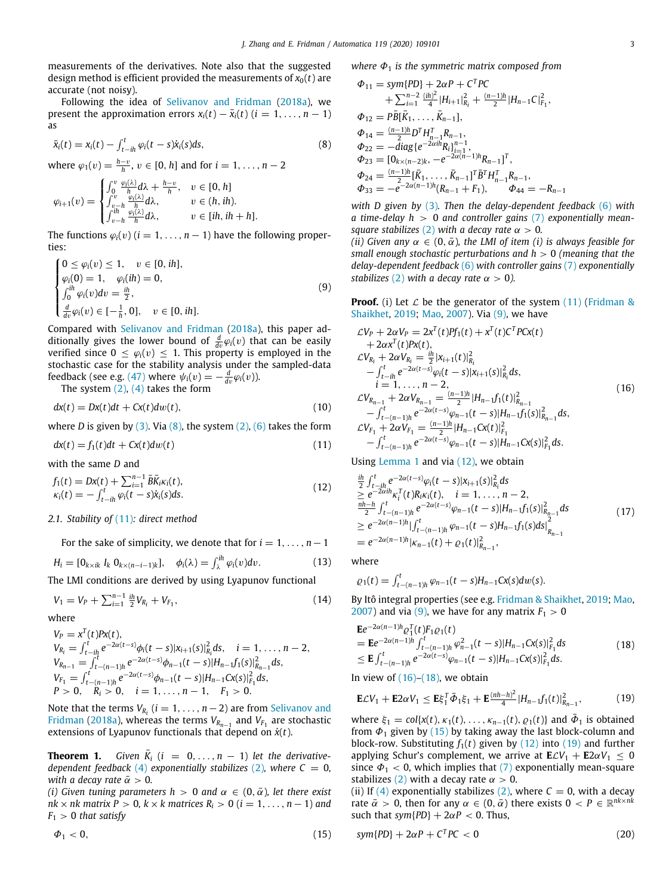measurements of the derivatives. Note also that the suggested design method is efficient provided the measurements of $x_0(t)$ are accurate (not noisy).

Following the idea of Selivanov and Fridman (2018a), we present the approximation errors $x_i(t) - \bar{x}_i(t)$ $(i = 1, \ldots, n-1)$ as

$$\bar{x}_i(t) = x_i(t) - \int_{t-ih}^{t} \varphi_i(t-s)\dot{x}_i(s)ds, \tag{8}$$

where $\varphi_1(v) = \frac{h-v}{h}$, $v \in [0, h]$ and for $i = 1, \ldots, n-2$

$$\varphi_{i+1}(v) = \begin{cases} \int_0^v \frac{\varphi_i(\lambda)}{h} d\lambda + \frac{h-v}{h}, & v \in [0, h] \\ \int_{v-h}^{v} \frac{\varphi_i(\lambda)}{h} d\lambda, & v \in (h, ih). \\ \int_{v-h}^{ih} \frac{\varphi_i(\lambda)}{h} d\lambda, & v \in [ih, ih+h]. \end{cases}$$

The functions $\varphi_i(v)$ $(i = 1, \ldots, n-1)$ have the following properties:

$$\begin{cases} 0 \le \varphi_i(v) \le 1, \quad v \in [0, ih], \\ \varphi_i(0) = 1, \quad \varphi_i(ih) = 0, \\ \int_0^{ih} \varphi_i(v)dv = \frac{ih}{2}, \\ \frac{d}{dv}\varphi_i(v) \in [-\frac{1}{h}, 0], \quad v \in [0, ih]. \end{cases} \tag{9}$$

Compared with Selivanov and Fridman (2018a), this paper additionally gives the lower bound of $\frac{d}{dv}\varphi_i(v)$ that can be easily verified since $0 \le \varphi_i(v) \le 1$. This property is employed in the stochastic case for the stability analysis under the sampled-data feedback (see e.g. (47) where $\psi_i(v) = -\frac{d}{dv}\varphi_i(v)$).

The system (2), (4) takes the form

$$dx(t) = Dx(t)dt + Cx(t)dw(t), \tag{10}$$

where $D$ is given by (3). Via (8), the system (2), (6) takes the form

$$dx(t) = f_1(t)dt + Cx(t)dw(t) \tag{11}$$

with the same $D$ and

$$\begin{aligned} &f_1(t) = Dx(t) + \textstyle\sum_{i=1}^{n-1} \bar{B}\bar{K}_i\kappa_i(t), \\ &\kappa_i(t) = -\int_{t-ih}^{t} \varphi_i(t-s)\dot{x}_i(s)ds. \end{aligned} \tag{12}$$

### 2.1. Stability of (11): direct method

For the sake of simplicity, we denote that for $i = 1, \ldots, n-1$

$$H_i = [0_{k\times ik} \; I_k \; 0_{k\times(n-i-1)k}], \quad \phi_i(\lambda) = \int_\lambda^{ih} \varphi_i(v)dv. \tag{13}$$

The LMI conditions are derived by using Lyapunov functional

$$V_1 = V_P + \textstyle\sum_{i=1}^{n-1} \frac{ih}{2} V_{R_i} + V_{F_1}, \tag{14}$$

where

$$\begin{aligned} &V_P = x^T(t)Px(t), \\ &V_{R_i} = \int_{t-ih}^{t} e^{-2\alpha(t-s)}\phi_i(t-s)|x_{i+1}(s)|^2_{R_i}ds, \quad i = 1, \ldots, n-2, \\ &V_{R_{n-1}} = \int_{t-(n-1)h}^{t} e^{-2\alpha(t-s)}\phi_{n-1}(t-s)|H_{n-1}f_1(s)|^2_{R_{n-1}}ds, \\ &V_{F_1} = \int_{t-(n-1)h}^{t} e^{-2\alpha(t-s)}\phi_{n-1}(t-s)|H_{n-1}Cx(s)|^2_{F_1}ds, \\ &P > 0, \quad R_i > 0, \quad i = 1, \ldots, n-1, \quad F_1 > 0. \end{aligned}$$

Note that the terms $V_{R_i}$ $(i = 1, \ldots, n-2)$ are from Selivanov and Fridman (2018a), whereas the terms $V_{R_{n-1}}$ and $V_{F_1}$ are stochastic extensions of Lyapunov functionals that depend on $\dot{x}(t)$.

**Theorem 1.** *Given $\bar{K}_i$ $(i = 0, \ldots, n-1)$ let the derivative-dependent feedback (4) exponentially stabilizes (2), where $C = 0$, with a decay rate $\bar{\alpha} > 0$.*

*(i) Given tuning parameters $h > 0$ and $\alpha \in (0, \bar{\alpha})$, let there exist $nk \times nk$ matrix $P > 0$, $k \times k$ matrices $R_i > 0$ $(i = 1, \ldots, n-1)$ and $F_1 > 0$ that satisfy*

$$\Phi_1 < 0, \tag{15}$$

*where $\Phi_1$ is the symmetric matrix composed from*

$$\begin{aligned} \Phi_{11} &= sym\{PD\} + 2\alpha P + C^TPC \\ &\quad + \textstyle\sum_{i=1}^{n-2} \frac{(ih)^2}{4}|H_{i+1}|^2_{R_i} + \frac{(n-1)h}{2}|H_{n-1}C|^2_{F_1}, \\ \Phi_{12} &= P\bar{B}[\bar{K}_1, \ldots, \bar{K}_{n-1}], \\ \Phi_{14} &= \tfrac{(n-1)h}{2}D^TH^T_{n-1}R_{n-1}, \\ \Phi_{22} &= -diag\{e^{-2\alpha ih}R_i\}_{i=1}^{n-1}, \\ \Phi_{23} &= [0_{k\times(n-2)k}, -e^{-2\alpha(n-1)h}R_{n-1}]^T, \\ \Phi_{24} &= \tfrac{(n-1)h}{2}[\bar{K}_1, \ldots, \bar{K}_{n-1}]^T\bar{B}^TH^T_{n-1}R_{n-1}, \\ \Phi_{33} &= -e^{-2\alpha(n-1)h}(R_{n-1} + F_1), \qquad \Phi_{44} = -R_{n-1} \end{aligned}$$

*with $D$ given by (3). Then the delay-dependent feedback (6) with a time-delay $h > 0$ and controller gains (7) exponentially mean-square stabilizes (2) with a decay rate $\alpha > 0$.*

*(ii) Given any $\alpha \in (0, \bar{\alpha})$, the LMI of item (i) is always feasible for small enough stochastic perturbations and $h > 0$ (meaning that the delay-dependent feedback (6) with controller gains (7) exponentially stabilizes (2) with a decay rate $\alpha > 0$).*

**Proof.** (i) Let $\mathcal{L}$ be the generator of the system (11) (Fridman & Shaikhet, 2019; Mao, 2007). Via (9), we have

$$\begin{aligned} &\mathcal{L}V_P + 2\alpha V_P = 2x^T(t)Pf_1(t) + x^T(t)C^TPCx(t) \\ &\quad + 2\alpha x^T(t)Px(t), \\ &\mathcal{L}V_{R_i} + 2\alpha V_{R_i} = \tfrac{ih}{2}|x_{i+1}(t)|^2_{R_i} \\ &\quad - \int_{t-ih}^{t} e^{-2\alpha(t-s)}\varphi_i(t-s)|x_{i+1}(s)|^2_{R_i}ds, \\ &\quad i = 1, \ldots, n-2, \\ &\mathcal{L}V_{R_{n-1}} + 2\alpha V_{R_{n-1}} = \tfrac{(n-1)h}{2}|H_{n-1}f_1(t)|^2_{R_{n-1}} \\ &\quad - \int_{t-(n-1)h}^{t} e^{-2\alpha(t-s)}\varphi_{n-1}(t-s)|H_{n-1}f_1(s)|^2_{R_{n-1}}ds, \\ &\mathcal{L}V_{F_1} + 2\alpha V_{F_1} = \tfrac{(n-1)h}{2}|H_{n-1}Cx(t)|^2_{F_1} \\ &\quad - \int_{t-(n-1)h}^{t} e^{-2\alpha(t-s)}\varphi_{n-1}(t-s)|H_{n-1}Cx(s)|^2_{F_1}ds. \end{aligned} \tag{16}$$

Using Lemma 1 and via (12), we obtain

$$\begin{aligned} &\tfrac{ih}{2}\int_{t-ih}^{t} e^{-2\alpha(t-s)}\varphi_i(t-s)|x_{i+1}(s)|^2_{R_i}ds \\ &\ge e^{-2\alpha ih}\kappa_i^T(t)R_i\kappa_i(t), \quad i = 1, \ldots, n-2, \\ &\tfrac{nh-h}{2}\int_{t-(n-1)h}^{t} e^{-2\alpha(t-s)}\varphi_{n-1}(t-s)|H_{n-1}f_1(s)|^2_{R_{n-1}}ds \\ &\ge e^{-2\alpha(n-1)h}\left|\int_{t-(n-1)h}^{t} \varphi_{n-1}(t-s)H_{n-1}f_1(s)ds\right|^2_{R_{n-1}} \\ &= e^{-2\alpha(n-1)h}|\kappa_{n-1}(t) + \varrho_1(t)|^2_{R_{n-1}}, \end{aligned} \tag{17}$$

where

$$\varrho_1(t) = \int_{t-(n-1)h}^{t} \varphi_{n-1}(t-s)H_{n-1}Cx(s)dw(s).$$

By Itô integral properties (see e.g. Fridman & Shaikhet, 2019; Mao, 2007) and via (9), we have for any matrix $F_1 > 0$

$$\begin{aligned} &\mathbf{E}e^{-2\alpha(n-1)h}\varrho_1^T(t)F_1\varrho_1(t) \\ &= \mathbf{E}e^{-2\alpha(n-1)h}\int_{t-(n-1)h}^{t} \varphi^2_{n-1}(t-s)|H_{n-1}Cx(s)|^2_{F_1}ds \\ &\le \mathbf{E}\int_{t-(n-1)h}^{t} e^{-2\alpha(t-s)}\varphi_{n-1}(t-s)|H_{n-1}Cx(s)|^2_{F_1}ds. \end{aligned} \tag{18}$$

In view of (16)–(18), we obtain

$$\mathbf{E}\mathcal{L}V_1 + \mathbf{E}2\alpha V_1 \le \mathbf{E}\xi_1^T\bar{\Phi}_1\xi_1 + \mathbf{E}\tfrac{(nh-h)^2}{4}|H_{n-1}f_1(t)|^2_{R_{n-1}}, \tag{19}$$

where $\xi_1 = col\{x(t), \kappa_1(t), \ldots, \kappa_{n-1}(t), \varrho_1(t)\}$ and $\bar{\Phi}_1$ is obtained from $\Phi_1$ given by (15) by taking away the last block-column and block-row. Substituting $f_1(t)$ given by (12) into (19) and further applying Schur's complement, we arrive at $\mathbf{E}\mathcal{L}V_1 + \mathbf{E}2\alpha V_1 \le 0$ since $\Phi_1 < 0$, which implies that (7) exponentially mean-square stabilizes (2) with a decay rate $\alpha > 0$.

(ii) If (4) exponentially stabilizes (2), where $C = 0$, with a decay rate $\bar{\alpha} > 0$, then for any $\alpha \in (0, \bar{\alpha})$ there exists $0 < P \in \mathbb{R}^{nk\times nk}$ such that $sym\{PD\} + 2\alpha P < 0$. Thus,

$$sym\{PD\} + 2\alpha P + C^TPC < 0 \tag{20}$$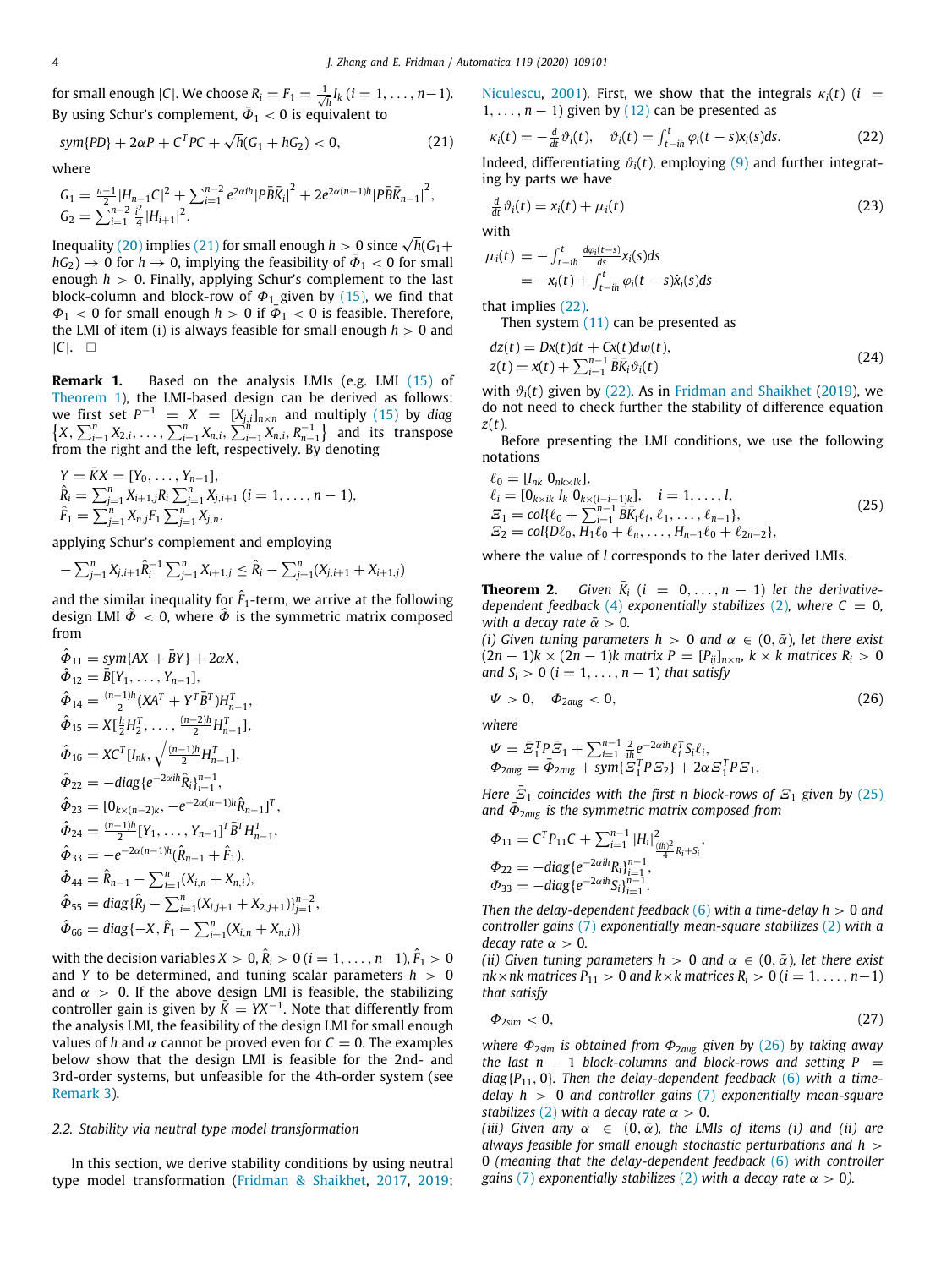for small enough $|C|$. We choose $R_i = F_1 = \frac{1}{\sqrt{h}} I_k$ $(i = 1, \ldots, n-1)$. By using Schur's complement, $\bar{\Phi}_1 < 0$ is equivalent to

$$sym\{PD\} + 2\alpha P + C^T PC + \sqrt{h}(G_1 + hG_2) < 0, \tag{21}$$

where

$$G_1 = \tfrac{n-1}{2}|H_{n-1}C|^2 + \textstyle\sum_{i=1}^{n-2} e^{2\alpha ih}|P\bar{B}\bar{K}_i|^2 + 2e^{2\alpha(n-1)h}|P\bar{B}\bar{K}_{n-1}|^2,$$
$$G_2 = \textstyle\sum_{i=1}^{n-2} \frac{i^2}{4}|H_{i+1}|^2.$$

Inequality (20) implies (21) for small enough $h > 0$ since $\sqrt{h}(G_1 + hG_2) \to 0$ for $h \to 0$, implying the feasibility of $\bar{\Phi}_1 < 0$ for small enough $h > 0$. Finally, applying Schur's complement to the last block-column and block-row of $\Phi_1$ given by (15), we find that $\Phi_1 < 0$ for small enough $h > 0$ if $\bar{\Phi}_1 < 0$ is feasible. Therefore, the LMI of item (i) is always feasible for small enough $h > 0$ and $|C|$. □

**Remark 1.** Based on the analysis LMIs (e.g. LMI (15) of Theorem 1), the LMI-based design can be derived as follows: we first set $P^{-1} = X = [X_{j,i}]_{n\times n}$ and multiply (15) by $diag\{X, \sum_{i=1}^n X_{2,i}, \ldots, \sum_{i=1}^n X_{n,i}, \sum_{i=1}^n X_{n,i}, R_{n-1}^{-1}\}$ and its transpose from the right and the left, respectively. By denoting

$$Y = \bar{K}X = [Y_0, \ldots, Y_{n-1}],$$
$$\hat{R}_i = \textstyle\sum_{j=1}^n X_{i+1,j} R_i \sum_{j=1}^n X_{j,i+1} \ (i = 1, \ldots, n-1),$$
$$\hat{F}_1 = \textstyle\sum_{j=1}^n X_{n,j} F_1 \sum_{j=1}^n X_{j,n},$$

applying Schur's complement and employing

$$-\textstyle\sum_{j=1}^n X_{j,i+1}\hat{R}_i^{-1}\sum_{j=1}^n X_{i+1,j} \le \hat{R}_i - \sum_{j=1}^n (X_{j,i+1} + X_{i+1,j})$$

and the similar inequality for $\hat{F}_1$-term, we arrive at the following design LMI $\hat{\Phi} < 0$, where $\hat{\Phi}$ is the symmetric matrix composed from

$$\hat{\Phi}_{11} = sym\{AX + \bar{B}Y\} + 2\alpha X,$$
$$\hat{\Phi}_{12} = \bar{B}[Y_1, \ldots, Y_{n-1}],$$
$$\hat{\Phi}_{14} = \tfrac{(n-1)h}{2}(XA^T + Y^T\bar{B}^T)H_{n-1}^T,$$
$$\hat{\Phi}_{15} = X[\tfrac{h}{2}H_2^T, \ldots, \tfrac{(n-2)h}{2}H_{n-1}^T],$$
$$\hat{\Phi}_{16} = XC^T[I_{nk}, \sqrt{\tfrac{(n-1)h}{2}}H_{n-1}^T],$$
$$\hat{\Phi}_{22} = -diag\{e^{-2\alpha ih}\hat{R}_i\}_{i=1}^{n-1},$$
$$\hat{\Phi}_{23} = [0_{k\times(n-2)k}, -e^{-2\alpha(n-1)h}\hat{R}_{n-1}]^T,$$
$$\hat{\Phi}_{24} = \tfrac{(n-1)h}{2}[Y_1, \ldots, Y_{n-1}]^T\bar{B}^T H_{n-1}^T,$$
$$\hat{\Phi}_{33} = -e^{-2\alpha(n-1)h}(\hat{R}_{n-1} + \hat{F}_1),$$
$$\hat{\Phi}_{44} = \hat{R}_{n-1} - \textstyle\sum_{i=1}^n (X_{i,n} + X_{n,i}),$$
$$\hat{\Phi}_{55} = diag\{\hat{R}_j - \textstyle\sum_{i=1}^n (X_{i,j+1} + X_{2,j+1})\}_{j=1}^{n-2},$$
$$\hat{\Phi}_{66} = diag\{-X, \hat{F}_1 - \textstyle\sum_{i=1}^n (X_{i,n} + X_{n,i})\}$$

with the decision variables $X > 0$, $\hat{R}_i > 0$ $(i = 1, \ldots, n-1)$, $\hat{F}_1 > 0$ and $Y$ to be determined, and tuning scalar parameters $h > 0$ and $\alpha > 0$. If the above design LMI is feasible, the stabilizing controller gain is given by $\bar{K} = YX^{-1}$. Note that differently from the analysis LMI, the feasibility of the design LMI for small enough values of $h$ and $\alpha$ cannot be proved even for $C = 0$. The examples below show that the design LMI is feasible for the 2nd- and 3rd-order systems, but unfeasible for the 4th-order system (see Remark 3).

### 2.2. Stability via neutral type model transformation

In this section, we derive stability conditions by using neutral type model transformation (Fridman & Shaikhet, 2017, 2019; Niculescu, 2001). First, we show that the integrals $\kappa_i(t)$ $(i = 1, \ldots, n-1)$ given by (12) can be presented as

$$\kappa_i(t) = -\tfrac{d}{dt}\vartheta_i(t), \quad \vartheta_i(t) = \int_{t-ih}^t \varphi_i(t-s)x_i(s)ds. \tag{22}$$

Indeed, differentiating $\vartheta_i(t)$, employing (9) and further integrating by parts we have

$$\tfrac{d}{dt}\vartheta_i(t) = x_i(t) + \mu_i(t) \tag{23}$$

with

$$\begin{aligned}\mu_i(t) &= -\int_{t-ih}^t \tfrac{d\varphi_i(t-s)}{ds}x_i(s)ds \\ &= -x_i(t) + \int_{t-ih}^t \varphi_i(t-s)\dot{x}_i(s)ds\end{aligned}$$

that implies (22).

Then system (11) can be presented as

$$\begin{aligned}&dz(t) = Dx(t)dt + Cx(t)dw(t), \\ &z(t) = x(t) + \textstyle\sum_{i=1}^{n-1}\bar{B}\bar{K}_i\vartheta_i(t)\end{aligned} \tag{24}$$

with $\vartheta_i(t)$ given by (22). As in Fridman and Shaikhet (2019), we do not need to check further the stability of difference equation $z(t)$.

Before presenting the LMI conditions, we use the following notations

$$\begin{aligned}&\ell_0 = [I_{nk}\ 0_{nk\times lk}], \\ &\ell_i = [0_{k\times ik}\ I_k\ 0_{k\times(l-i-1)k}], \quad i = 1, \ldots, l, \\ &\Xi_1 = col\{\ell_0 + \textstyle\sum_{i=1}^{n-1}\bar{B}\bar{K}_i\ell_i, \ell_1, \ldots, \ell_{n-1}\}, \\ &\Xi_2 = col\{D\ell_0, H_1\ell_0 + \ell_n, \ldots, H_{n-1}\ell_0 + \ell_{2n-2}\},\end{aligned} \tag{25}$$

where the value of $l$ corresponds to the later derived LMIs.

**Theorem 2.** *Given $\bar{K}_i$ $(i = 0, \ldots, n-1)$ let the derivative-dependent feedback (4) exponentially stabilizes (2), where $C = 0$, with a decay rate $\bar{\alpha} > 0$.*
*(i) Given tuning parameters $h > 0$ and $\alpha \in (0, \bar{\alpha})$, let there exist $(2n-1)k \times (2n-1)k$ matrix $P = [P_{ij}]_{n\times n}$, $k \times k$ matrices $R_i > 0$ and $S_i > 0$ $(i = 1, \ldots, n-1)$ that satisfy*

$$\Psi > 0, \quad \Phi_{2aug} < 0, \tag{26}$$

*where*

$$\Psi = \bar{\Xi}_1^T P\bar{\Xi}_1 + \textstyle\sum_{i=1}^{n-1}\frac{2}{ih}e^{-2\alpha ih}\ell_i^T S_i\ell_i,$$
$$\Phi_{2aug} = \bar{\Phi}_{2aug} + sym\{\Xi_1^T P\Xi_2\} + 2\alpha\Xi_1^T P\Xi_1.$$

*Here $\bar{\Xi}_1$ coincides with the first $n$ block-rows of $\Xi_1$ given by (25) and $\bar{\Phi}_{2aug}$ is the symmetric matrix composed from*

$$\Phi_{11} = C^T P_{11}C + \textstyle\sum_{i=1}^{n-1}|H_i|^2_{\frac{(ih)^2}{4}R_i + S_i},$$
$$\Phi_{22} = -diag\{e^{-2\alpha ih}R_i\}_{i=1}^{n-1},$$
$$\Phi_{33} = -diag\{e^{-2\alpha ih}S_i\}_{i=1}^{n-1}.$$

*Then the delay-dependent feedback (6) with a time-delay $h > 0$ and controller gains (7) exponentially mean-square stabilizes (2) with a decay rate $\alpha > 0$.*
*(ii) Given tuning parameters $h > 0$ and $\alpha \in (0, \bar{\alpha})$, let there exist $nk\times nk$ matrices $P_{11} > 0$ and $k\times k$ matrices $R_i > 0$ $(i = 1, \ldots, n-1)$ that satisfy*

$$\Phi_{2sim} < 0, \tag{27}$$

*where $\Phi_{2sim}$ is obtained from $\Phi_{2aug}$ given by (26) by taking away the last $n-1$ block-columns and block-rows and setting $P = diag\{P_{11}, 0\}$. Then the delay-dependent feedback (6) with a time-delay $h > 0$ and controller gains (7) exponentially mean-square stabilizes (2) with a decay rate $\alpha > 0$.*
*(iii) Given any $\alpha \in (0, \bar{\alpha})$, the LMIs of items (i) and (ii) are always feasible for small enough stochastic perturbations and $h > 0$ (meaning that the delay-dependent feedback (6) with controller gains (7) exponentially stabilizes (2) with a decay rate $\alpha > 0$).*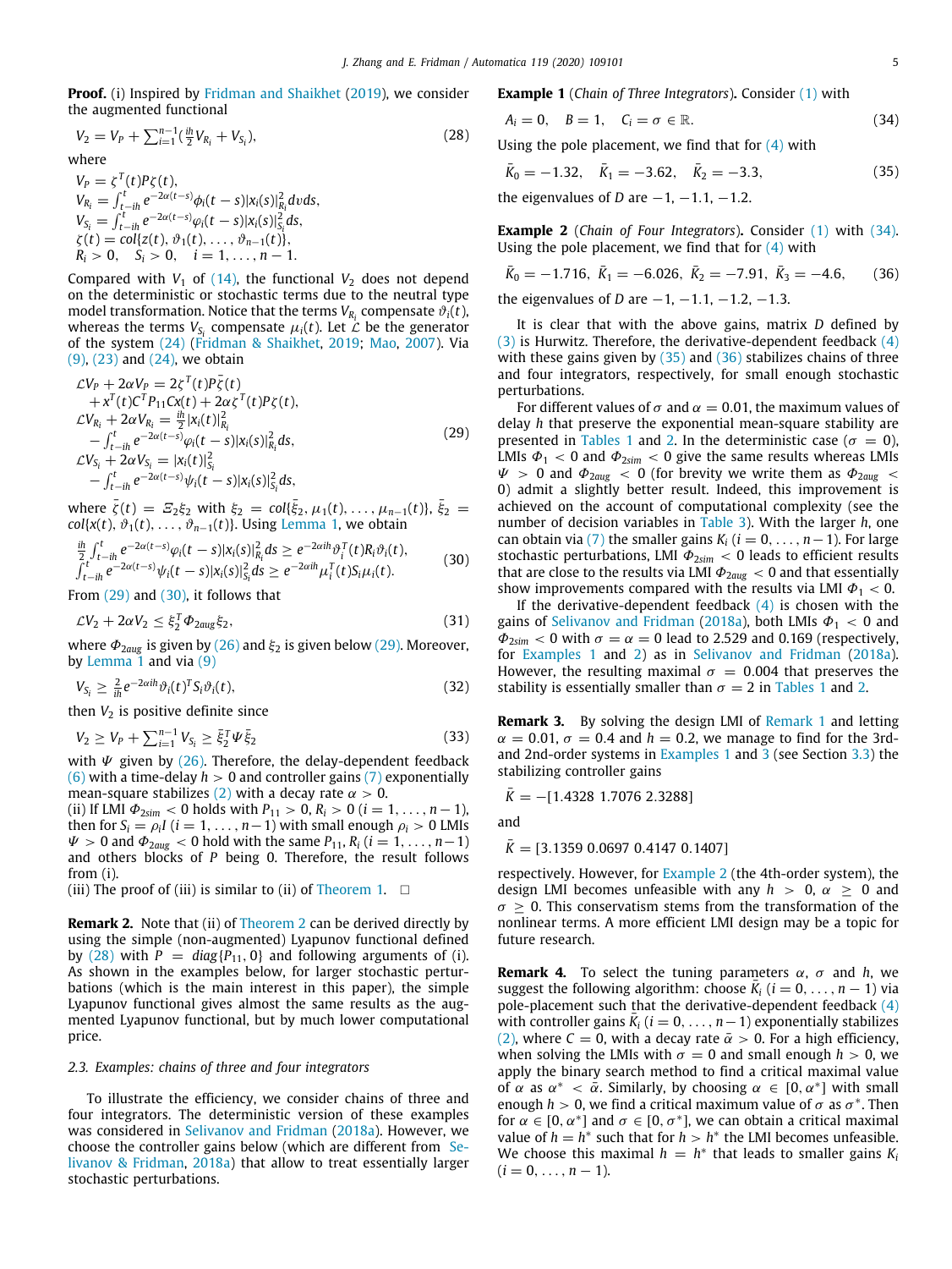**Proof.** (i) Inspired by Fridman and Shaikhet (2019), we consider the augmented functional

$$V_2 = V_P + \sum_{i=1}^{n-1}(\tfrac{ih}{2}V_{R_i} + V_{S_i}), \tag{28}$$

where

$$\begin{aligned}
&V_P = \zeta^T(t)P\zeta(t),\\
&V_{R_i} = \int_{t-ih}^{t} e^{-2\alpha(t-s)}\phi_i(t-s)|x_i(s)|^2_{R_i}dvds,\\
&V_{S_i} = \int_{t-ih}^{t} e^{-2\alpha(t-s)}\varphi_i(t-s)|x_i(s)|^2_{S_i}ds,\\
&\zeta(t) = col\{z(t), \vartheta_1(t), \ldots, \vartheta_{n-1}(t)\},\\
&R_i > 0, \quad S_i > 0, \quad i = 1, \ldots, n-1.
\end{aligned}$$

Compared with $V_1$ of (14), the functional $V_2$ does not depend on the deterministic or stochastic terms due to the neutral type model transformation. Notice that the terms $V_{R_i}$ compensate $\vartheta_i(t)$, whereas the terms $V_{S_i}$ compensate $\mu_i(t)$. Let $\mathcal{L}$ be the generator of the system (24) (Fridman & Shaikhet, 2019; Mao, 2007). Via (9), (23) and (24), we obtain

$$\begin{aligned}
&\mathcal{L}V_P + 2\alpha V_P = 2\zeta^T(t)P\bar{\zeta}(t)\\
&\quad + x^T(t)C^TP_{11}Cx(t) + 2\alpha\zeta^T(t)P\zeta(t),\\
&\mathcal{L}V_{R_i} + 2\alpha V_{R_i} = \tfrac{ih}{2}|x_i(t)|^2_{R_i}\\
&\quad - \int_{t-ih}^{t} e^{-2\alpha(t-s)}\varphi_i(t-s)|x_i(s)|^2_{R_i}ds,\\
&\mathcal{L}V_{S_i} + 2\alpha V_{S_i} = |x_i(t)|^2_{S_i}\\
&\quad - \int_{t-ih}^{t} e^{-2\alpha(t-s)}\psi_i(t-s)|x_i(s)|^2_{S_i}ds,
\end{aligned} \tag{29}$$

where $\bar{\zeta}(t) = \Xi_2\xi_2$ with $\xi_2 = col\{\bar{\xi}_2, \mu_1(t), \ldots, \mu_{n-1}(t)\}$, $\bar{\xi}_2 = col\{x(t), \vartheta_1(t), \ldots, \vartheta_{n-1}(t)\}$. Using Lemma 1, we have

$$\begin{aligned}
&\tfrac{ih}{2}\int_{t-ih}^{t} e^{-2\alpha(t-s)}\varphi_i(t-s)|x_i(s)|^2_{R_i}ds \geq e^{-2\alpha ih}\vartheta_i^T(t)R_i\vartheta_i(t),\\
&\int_{t-ih}^{t} e^{-2\alpha(t-s)}\psi_i(t-s)|x_i(s)|^2_{S_i}ds \geq e^{-2\alpha ih}\mu_i^T(t)S_i\mu_i(t).
\end{aligned} \tag{30}$$

From (29) and (30), it follows that

$$\mathcal{L}V_2 + 2\alpha V_2 \leq \xi_2^T \Phi_{2aug}\xi_2, \tag{31}$$

where $\Phi_{2aug}$ is given by (26) and $\xi_2$ is given below (29). Moreover, by Lemma 1 and via (9)

$$V_{S_i} \geq \tfrac{2}{ih}e^{-2\alpha ih}\vartheta_i(t)^TS_i\vartheta_i(t), \tag{32}$$

then $V_2$ is positive definite since

$$V_2 \geq V_P + \sum_{i=1}^{n-1}V_{S_i} \geq \bar{\xi}_2^T\Psi\bar{\xi}_2 \tag{33}$$

with $\Psi$ given by (26). Therefore, the delay-dependent feedback (6) with a time-delay $h > 0$ and controller gains (7) exponentially mean-square stabilizes (2) with a decay rate $\alpha > 0$.

(ii) If LMI $\Phi_{2sim} < 0$ holds with $P_{11} > 0$, $R_i > 0$ $(i = 1, \ldots, n-1)$, then for $S_i = \rho_i I$ $(i = 1, \ldots, n-1)$ with small enough $\rho_i > 0$ LMIs $\Psi > 0$ and $\Phi_{2aug} < 0$ hold with the same $P_{11}$, $R_i$ $(i = 1, \ldots, n-1)$ and others blocks of $P$ being 0. Therefore, the result follows from (i).

(iii) The proof of (iii) is similar to (ii) of Theorem 1. □

**Remark 2.** Note that (ii) of Theorem 2 can be derived directly by using the simple (non-augmented) Lyapunov functional defined by (28) with $P = diag\{P_{11}, 0\}$ and following arguments of (i). As shown in the examples below, for larger stochastic perturbations (which is the main interest in this paper), the simple Lyapunov functional gives almost the same results as the augmented Lyapunov functional, but by much lower computational price.

### 2.3. Examples: chains of three and four integrators

To illustrate the efficiency, we consider chains of three and four integrators. The deterministic version of these examples was considered in Selivanov and Fridman (2018a). However, we choose the controller gains below (which are different from Selivanov & Fridman, 2018a) that allow to treat essentially larger stochastic perturbations.

**Example 1** (*Chain of Three Integrators*)**.** Consider (1) with

$$A_i = 0, \quad B = 1, \quad C_i = \sigma \in \mathbb{R}. \tag{34}$$

Using the pole placement, we find that for (4) with

$$\bar{K}_0 = -1.32, \quad \bar{K}_1 = -3.62, \quad \bar{K}_2 = -3.3, \tag{35}$$

the eigenvalues of $D$ are $-1, -1.1, -1.2$.

**Example 2** (*Chain of Four Integrators*)**.** Consider (1) with (34). Using the pole placement, we find that for (4) with

$$\bar{K}_0 = -1.716, \ \bar{K}_1 = -6.026, \ \bar{K}_2 = -7.91, \ \bar{K}_3 = -4.6, \tag{36}$$

the eigenvalues of $D$ are $-1, -1.1, -1.2, -1.3$.

It is clear that with the above gains, matrix $D$ defined by (3) is Hurwitz. Therefore, the derivative-dependent feedback (4) with these gains given by (35) and (36) stabilizes chains of three and four integrators, respectively, for small enough stochastic perturbations.

For different values of $\sigma$ and $\alpha = 0.01$, the maximum values of delay $h$ that preserve the exponential mean-square stability are presented in Tables 1 and 2. In the deterministic case ($\sigma = 0$), LMIs $\Phi_1 < 0$ and $\Phi_{2sim} < 0$ give the same results whereas LMIs $\Psi > 0$ and $\Phi_{2aug} < 0$ (for brevity we write them as $\Phi_{2aug} < 0$) admit a slightly better result. Indeed, this improvement is achieved on the account of computational complexity (see the number of decision variables in Table 3). With the larger $h$, one can obtain via (7) the smaller gains $K_i$ $(i = 0, \ldots, n-1)$. For large stochastic perturbations, LMI $\Phi_{2sim} < 0$ leads to efficient results that are close to the results via LMI $\Phi_{2aug} < 0$ and that essentially show improvements compared with the results via LMI $\Phi_1 < 0$.

If the derivative-dependent feedback (4) is chosen with the gains of Selivanov and Fridman (2018a), both LMIs $\Phi_1 < 0$ and $\Phi_{2sim} < 0$ with $\sigma = \alpha = 0$ lead to 2.529 and 0.169 (respectively, for Examples 1 and 2) as in Selivanov and Fridman (2018a). However, the resulting maximal $\sigma = 0.004$ that preserves the stability is essentially smaller than $\sigma = 2$ in Tables 1 and 2.

**Remark 3.** By solving the design LMI of Remark 1 and letting $\alpha = 0.01$, $\sigma = 0.4$ and $h = 0.2$, we manage to find for the 3rd- and 2nd-order systems in Examples 1 and 3 (see Section 3.3) the stabilizing controller gains

$$\bar{K} = -[1.4328 \ 1.7076 \ 2.3288]$$

and

$$\bar{K} = [3.1359 \ 0.0697 \ 0.4147 \ 0.1407]$$

respectively. However, for Example 2 (the 4th-order system), the design LMI becomes unfeasible with any $h > 0$, $\alpha \geq 0$ and $\sigma \geq 0$. This conservatism stems from the transformation of the nonlinear terms. A more efficient LMI design may be a topic for future research.

**Remark 4.** To select the tuning parameters $\alpha$, $\sigma$ and $h$, we suggest the following algorithm: choose $\bar{K}_i$ $(i = 0, \ldots, n-1)$ via pole-placement such that the derivative-dependent feedback (4) with controller gains $\bar{K}_i$ $(i = 0, \ldots, n-1)$ exponentially stabilizes (2), where $C = 0$, with a decay rate $\bar{\alpha} > 0$. For a high efficiency, when solving the LMIs with $\sigma = 0$ and small enough $h > 0$, we apply the binary search method to find a critical maximal value of $\alpha$ as $\alpha^* < \bar{\alpha}$. Similarly, by choosing $\alpha \in [0, \alpha^*]$ with small enough $h > 0$, we find a critical maximum value of $\sigma$ as $\sigma^*$. Then for $\alpha \in [0, \alpha^*]$ and $\sigma \in [0, \sigma^*]$, we can obtain a critical maximal value of $h = h^*$ such that for $h > h^*$ the LMI becomes unfeasible. We choose this maximal $h = h^*$ that leads to smaller gains $K_i$ $(i = 0, \ldots, n-1)$.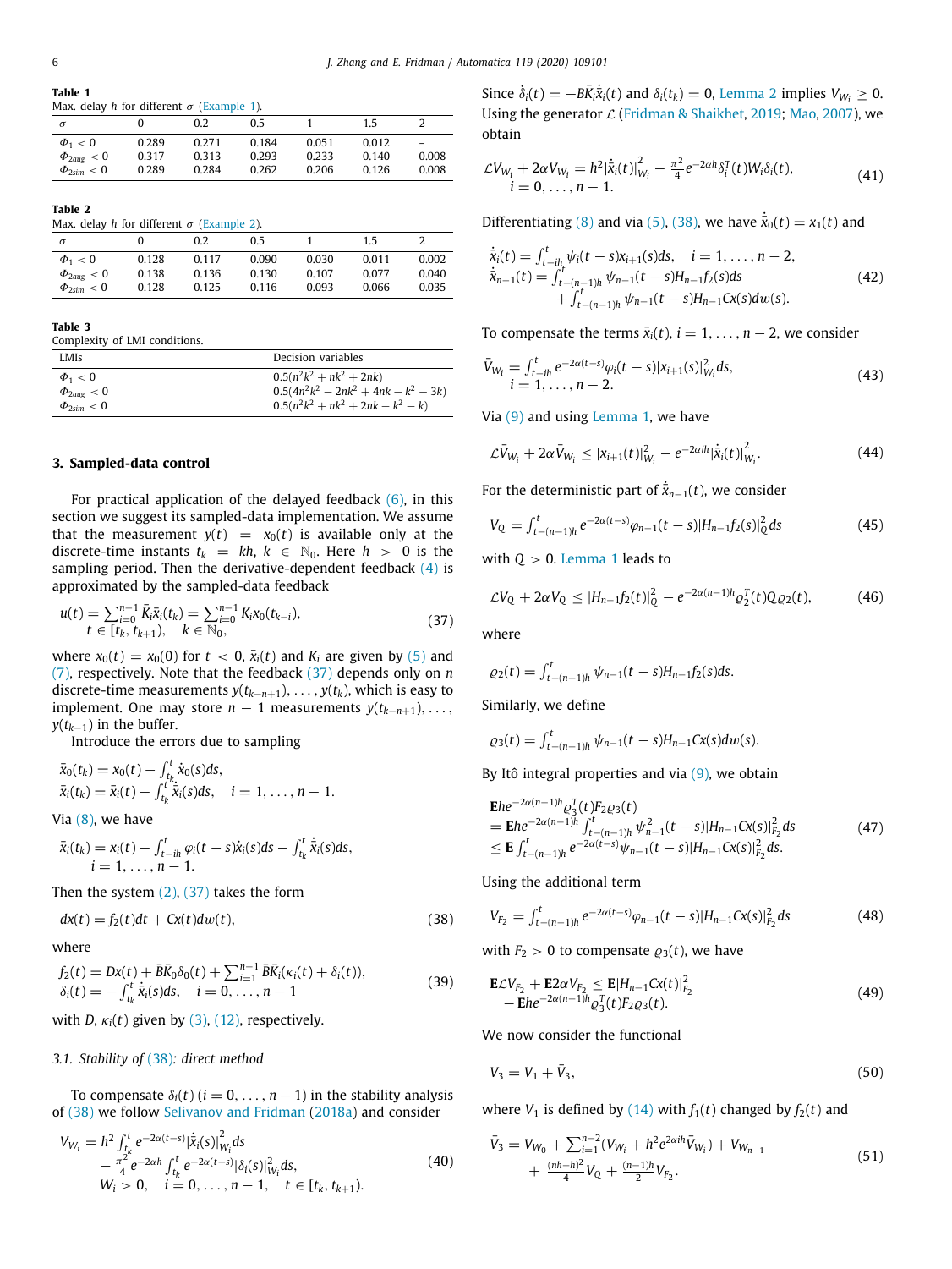**Table 1**
Max. delay $h$ for different $\sigma$ (Example 1).

| $\sigma$ | 0 | 0.2 | 0.5 | 1 | 1.5 | 2 |
|---|---|---|---|---|---|---|
| $\Phi_1 < 0$ | 0.289 | 0.271 | 0.184 | 0.051 | 0.012 | – |
| $\Phi_{2aug} < 0$ | 0.317 | 0.313 | 0.293 | 0.233 | 0.140 | 0.008 |
| $\Phi_{2sim} < 0$ | 0.289 | 0.284 | 0.262 | 0.206 | 0.126 | 0.008 |

**Table 2**
Max. delay $h$ for different $\sigma$ (Example 2).

| $\sigma$ | 0 | 0.2 | 0.5 | 1 | 1.5 | 2 |
|---|---|---|---|---|---|---|
| $\Phi_1 < 0$ | 0.128 | 0.117 | 0.090 | 0.030 | 0.011 | 0.002 |
| $\Phi_{2aug} < 0$ | 0.138 | 0.136 | 0.130 | 0.107 | 0.077 | 0.040 |
| $\Phi_{2sim} < 0$ | 0.128 | 0.125 | 0.116 | 0.093 | 0.066 | 0.035 |

**Table 3**
Complexity of LMI conditions.

| LMIs | Decision variables |
|---|---|
| $\Phi_1 < 0$ | $0.5(n^2k^2 + nk^2 + 2nk)$ |
| $\Phi_{2aug} < 0$ | $0.5(4n^2k^2 - 2nk^2 + 4nk - k^2 - 3k)$ |
| $\Phi_{2sim} < 0$ | $0.5(n^2k^2 + nk^2 + 2nk - k^2 - k)$ |

## 3. Sampled-data control

For practical application of the delayed feedback (6), in this section we suggest its sampled-data implementation. We assume that the measurement $y(t) = x_0(t)$ is available only at the discrete-time instants $t_k = kh$, $k \in \mathbb{N}_0$. Here $h > 0$ is the sampling period. Then the derivative-dependent feedback (4) is approximated by the sampled-data feedback

$$u(t) = \sum_{i=0}^{n-1} \bar{K}_i \bar{x}_i(t_k) = \sum_{i=0}^{n-1} K_i x_0(t_{k-i}),\quad t \in [t_k, t_{k+1}),\quad k \in \mathbb{N}_0, \tag{37}$$

where $x_0(t) = x_0(0)$ for $t < 0$, $\bar{x}_i(t)$ and $K_i$ are given by (5) and (7), respectively. Note that the feedback (37) depends only on $n$ discrete-time measurements $y(t_{k-n+1}), \ldots, y(t_k)$, which is easy to implement. One may store $n-1$ measurements $y(t_{k-n+1}), \ldots, y(t_{k-1})$ in the buffer.

Introduce the errors due to sampling

$$\bar{x}_0(t_k) = x_0(t) - \int_{t_k}^{t} \dot{x}_0(s)ds,$$
$$\bar{x}_i(t_k) = \bar{x}_i(t) - \int_{t_k}^{t} \dot{\bar{x}}_i(s)ds,\quad i = 1, \ldots, n-1.$$

Via (8), we have

$$\bar{x}_i(t_k) = x_i(t) - \int_{t-ih}^{t} \varphi_i(t-s)\dot{x}_i(s)ds - \int_{t_k}^{t} \dot{\bar{x}}_i(s)ds,\quad i = 1, \ldots, n-1.$$

Then the system (2), (37) takes the form

$$dx(t) = f_2(t)dt + Cx(t)dw(t), \tag{38}$$

where

$$f_2(t) = Dx(t) + B\bar{K}_0\delta_0(t) + \sum_{i=1}^{n-1} B\bar{K}_i(\kappa_i(t) + \delta_i(t)),\quad \delta_i(t) = -\int_{t_k}^{t} \dot{\bar{x}}_i(s)ds,\quad i = 0, \ldots, n-1 \tag{39}$$

with $D$, $\kappa_i(t)$ given by (3), (12), respectively.

### 3.1. Stability of (38): direct method

To compensate $\delta_i(t)$ $(i = 0, \ldots, n-1)$ in the stability analysis of (38) we follow Selivanov and Fridman (2018a) and consider

$$V_{W_i} = h^2 \int_{t_k}^{t} e^{-2\alpha(t-s)}|\dot{\bar{x}}_i(s)|^2_{W_i}ds - \frac{\pi^2}{4}e^{-2\alpha h}\int_{t_k}^{t} e^{-2\alpha(t-s)}|\delta_i(s)|^2_{W_i}ds,\quad W_i > 0,\quad i = 0, \ldots, n-1,\quad t \in [t_k, t_{k+1}). \tag{40}$$

Since $\dot{\delta}_i(t) = -B\bar{K}_i\dot{\bar{x}}_i(t)$ and $\delta_i(t_k) = 0$, Lemma 2 implies $V_{W_i} \geq 0$. Using the generator $\mathcal{L}$ (Fridman & Shaikhet, 2019; Mao, 2007), we obtain

$$\mathcal{L}V_{W_i} + 2\alpha V_{W_i} = h^2|\dot{\bar{x}}_i(t)|^2_{W_i} - \frac{\pi^2}{4}e^{-2\alpha h}\delta_i^T(t)W_i\delta_i(t),\quad i = 0, \ldots, n-1. \tag{41}$$

Differentiating (8) and via (5), (38), we have $\dot{\bar{x}}_0(t) = x_1(t)$ and

$$\begin{aligned}\dot{\bar{x}}_i(t) &= \int_{t-ih}^{t} \psi_i(t-s)x_{i+1}(s)ds,\quad i = 1, \ldots, n-2,\\ \dot{\bar{x}}_{n-1}(t) &= \int_{t-(n-1)h}^{t} \psi_{n-1}(t-s)H_{n-1}f_2(s)ds\\ &\quad + \int_{t-(n-1)h}^{t} \psi_{n-1}(t-s)H_{n-1}Cx(s)dw(s).\end{aligned} \tag{42}$$

To compensate the terms $\bar{x}_i(t)$, $i = 1, \ldots, n-2$, we consider

$$\bar{V}_{W_i} = \int_{t-ih}^{t} e^{-2\alpha(t-s)}\varphi_i(t-s)|x_{i+1}(s)|^2_{W_i}ds,\quad i = 1, \ldots, n-2. \tag{43}$$

Via (9) and using Lemma 1, we have

$$\mathcal{L}\bar{V}_{W_i} + 2\alpha\bar{V}_{W_i} \leq |x_{i+1}(t)|^2_{W_i} - e^{-2\alpha ih}|\dot{\bar{x}}_i(t)|^2_{W_i}. \tag{44}$$

For the deterministic part of $\dot{\bar{x}}_{n-1}(t)$, we consider

$$V_Q = \int_{t-(n-1)h}^{t} e^{-2\alpha(t-s)}\varphi_{n-1}(t-s)|H_{n-1}f_2(s)|^2_Q ds \tag{45}$$

with $Q > 0$. Lemma 1 leads to

$$\mathcal{L}V_Q + 2\alpha V_Q \leq |H_{n-1}f_2(t)|^2_Q - e^{-2\alpha(n-1)h}\varrho_2^T(t)Q\varrho_2(t), \tag{46}$$

where

$$\varrho_2(t) = \int_{t-(n-1)h}^{t} \psi_{n-1}(t-s)H_{n-1}f_2(s)ds.$$

Similarly, we define

$$\varrho_3(t) = \int_{t-(n-1)h}^{t} \psi_{n-1}(t-s)H_{n-1}Cx(s)dw(s).$$

By Itô integral properties and via (9), we obtain

$$\begin{aligned}&\mathbf{E}he^{-2\alpha(n-1)h}\varrho_3^T(t)F_2\varrho_3(t)\\ &= \mathbf{E}he^{-2\alpha(n-1)h}\int_{t-(n-1)h}^{t} \psi_{n-1}^2(t-s)|H_{n-1}Cx(s)|^2_{F_2}ds\\ &\leq \mathbf{E}\int_{t-(n-1)h}^{t} e^{-2\alpha(t-s)}\psi_{n-1}(t-s)|H_{n-1}Cx(s)|^2_{F_2}ds.\end{aligned} \tag{47}$$

Using the additional term

$$V_{F_2} = \int_{t-(n-1)h}^{t} e^{-2\alpha(t-s)}\varphi_{n-1}(t-s)|H_{n-1}Cx(s)|^2_{F_2}ds \tag{48}$$

with $F_2 > 0$ to compensate $\varrho_3(t)$, we have

$$\mathbf{E}\mathcal{L}V_{F_2} + \mathbf{E}2\alpha V_{F_2} \leq \mathbf{E}|H_{n-1}Cx(t)|^2_{F_2} - \mathbf{E}he^{-2\alpha(n-1)h}\varrho_3^T(t)F_2\varrho_3(t). \tag{49}$$

We now consider the functional

$$V_3 = V_1 + \bar{V}_3, \tag{50}$$

where $V_1$ is defined by (14) with $f_1(t)$ changed by $f_2(t)$ and

$$\bar{V}_3 = V_{W_0} + \sum_{i=1}^{n-2}(V_{W_i} + h^2e^{2\alpha ih}\bar{V}_{W_i}) + V_{W_{n-1}} + \frac{(nh-h)^2}{4}V_Q + \frac{(n-1)h}{2}V_{F_2}. \tag{51}$$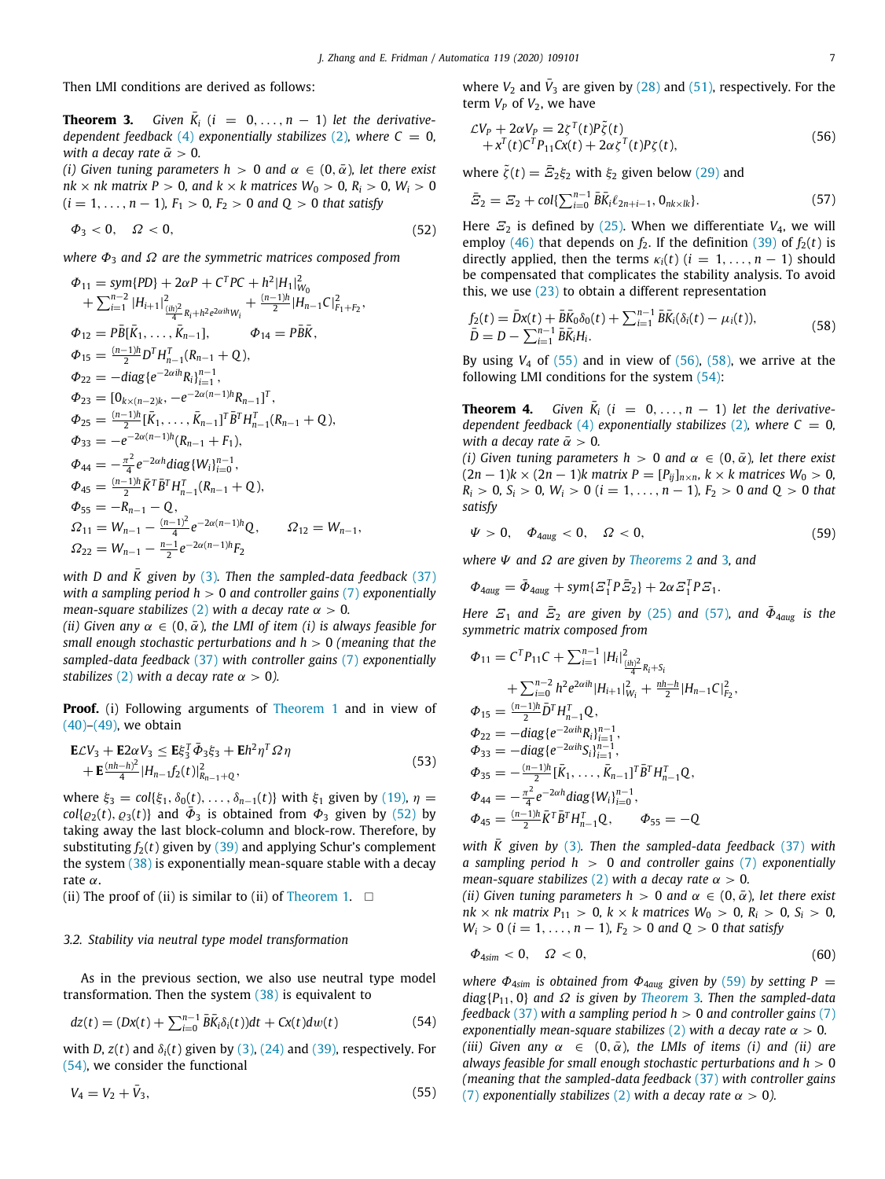Then LMI conditions are derived as follows:

**Theorem 3.** *Given $\bar{K}_i$ $(i = 0,\ldots,n-1)$ let the derivative-dependent feedback (4) exponentially stabilizes (2), where $C = 0$, with a decay rate $\bar{\alpha} > 0$.*
*(i) Given tuning parameters $h > 0$ and $\alpha \in (0, \bar{\alpha})$, let there exist $nk \times nk$ matrix $P > 0$, and $k \times k$ matrices $W_0 > 0$, $R_i > 0$, $W_i > 0$ $(i = 1,\ldots,n-1)$, $F_1 > 0$, $F_2 > 0$ and $Q > 0$ that satisfy*

$$\Phi_3 < 0, \quad \Omega < 0, \tag{52}$$

*where $\Phi_3$ and $\Omega$ are the symmetric matrices composed from*

$$\begin{aligned}
\Phi_{11} &= sym\{PD\} + 2\alpha P + C^TPC + h^2|H_1|^2_{W_0} \\
&\quad + \textstyle\sum_{i=1}^{n-2}|H_{i+1}|^2_{\frac{(ih)^2}{4}R_i + h^2e^{2\alpha ih}W_i} + \frac{(n-1)h}{2}|H_{n-1}C|^2_{F_1+F_2}, \\
\Phi_{12} &= P\bar{B}[\bar{K}_1,\ldots,\bar{K}_{n-1}], \qquad \Phi_{14} = P\bar{B}\bar{K}, \\
\Phi_{15} &= \tfrac{(n-1)h}{2}D^TH^T_{n-1}(R_{n-1}+Q), \\
\Phi_{22} &= -diag\{e^{-2\alpha ih}R_i\}^{n-1}_{i=1}, \\
\Phi_{23} &= [0_{k\times(n-2)k}, -e^{-2\alpha(n-1)h}R_{n-1}]^T, \\
\Phi_{25} &= \tfrac{(n-1)h}{2}[\bar{K}_1,\ldots,\bar{K}_{n-1}]^T\bar{B}^TH^T_{n-1}(R_{n-1}+Q), \\
\Phi_{33} &= -e^{-2\alpha(n-1)h}(R_{n-1}+F_1), \\
\Phi_{44} &= -\tfrac{\pi^2}{4}e^{-2\alpha h}diag\{W_i\}^{n-1}_{i=0}, \\
\Phi_{45} &= \tfrac{(n-1)h}{2}\bar{K}^T\bar{B}^TH^T_{n-1}(R_{n-1}+Q), \\
\Phi_{55} &= -R_{n-1} - Q, \\
\Omega_{11} &= W_{n-1} - \tfrac{(n-1)^2}{4}e^{-2\alpha(n-1)h}Q, \qquad \Omega_{12} = W_{n-1}, \\
\Omega_{22} &= W_{n-1} - \tfrac{n-1}{2}e^{-2\alpha(n-1)h}F_2
\end{aligned}$$

*with $D$ and $\bar{K}$ given by (3). Then the sampled-data feedback (37) with a sampling period $h > 0$ and controller gains (7) exponentially mean-square stabilizes (2) with a decay rate $\alpha > 0$.*
*(ii) Given any $\alpha \in (0, \bar{\alpha})$, the LMI of item (i) is always feasible for small enough stochastic perturbations and $h > 0$ (meaning that the sampled-data feedback (37) with controller gains (7) exponentially stabilizes (2) with a decay rate $\alpha > 0$).*

**Proof.** (i) Following arguments of Theorem 1 and in view of (40)–(49), we obtain

$$\begin{aligned}
&\mathbf{E}\mathcal{L}V_3 + \mathbf{E}2\alpha V_3 \le \mathbf{E}\xi_3^T\bar{\Phi}_3\xi_3 + \mathbf{E}h^2\eta^T\Omega\eta \\
&\quad + \mathbf{E}\tfrac{(nh-h)^2}{4}|H_{n-1}f_2(t)|^2_{R_{n-1}+Q},
\end{aligned} \tag{53}$$

where $\xi_3 = col\{\xi_1, \delta_0(t),\ldots,\delta_{n-1}(t)\}$ with $\xi_1$ given by (19), $\eta = col\{\varrho_2(t), \varrho_3(t)\}$ and $\bar{\Phi}_3$ is obtained from $\Phi_3$ given by (52) by taking away the last block-column and block-row. Therefore, by substituting $f_2(t)$ given by (39) and applying Schur's complement the system (38) is exponentially mean-square stable with a decay rate $\alpha$.
(ii) The proof of (ii) is similar to (ii) of Theorem 1. $\square$

### 3.2. Stability via neutral type model transformation

As in the previous section, we also use neutral type model transformation. Then the system (38) is equivalent to

$$dz(t) = (Dx(t) + \textstyle\sum_{i=0}^{n-1}\bar{B}\bar{K}_i\delta_i(t))dt + Cx(t)dw(t) \tag{54}$$

with $D$, $z(t)$ and $\delta_i(t)$ given by (3), (24) and (39), respectively. For (54), we consider the functional

$$V_4 = V_2 + \bar{V}_3, \tag{55}$$

where $V_2$ and $\bar{V}_3$ are given by (28) and (51), respectively. For the term $V_P$ of $V_2$, we have

$$\begin{aligned}
&\mathcal{L}V_P + 2\alpha V_P = 2\zeta^T(t)P\tilde{\zeta}(t) \\
&\quad + x^T(t)C^TP_{11}Cx(t) + 2\alpha\zeta^T(t)P\zeta(t),
\end{aligned} \tag{56}$$

where $\tilde{\zeta}(t) = \bar{\Xi}_2\xi_2$ with $\xi_2$ given below (29) and

$$\bar{\Xi}_2 = \Xi_2 + col\{\textstyle\sum_{i=0}^{n-1}\bar{B}\bar{K}_i\ell_{2n+i-1}, 0_{nk\times lk}\}. \tag{57}$$

Here $\Xi_2$ is defined by (25). When we differentiate $V_4$, we will employ (46) that depends on $f_2$. If the definition (39) of $f_2(t)$ is directly applied, then the terms $\kappa_i(t)$ $(i = 1,\ldots,n-1)$ should be compensated that complicates the stability analysis. To avoid this, we use (23) to obtain a different representation

$$\begin{aligned}
f_2(t) &= \bar{D}x(t) + \bar{B}\bar{K}_0\delta_0(t) + \textstyle\sum_{i=1}^{n-1}\bar{B}\bar{K}_i(\delta_i(t) - \mu_i(t)), \\
\bar{D} &= D - \textstyle\sum_{i=1}^{n-1}\bar{B}\bar{K}_iH_i.
\end{aligned} \tag{58}$$

By using $V_4$ of (55) and in view of (56), (58), we arrive at the following LMI conditions for the system (54):

**Theorem 4.** *Given $\bar{K}_i$ $(i = 0,\ldots,n-1)$ let the derivative-dependent feedback (4) exponentially stabilizes (2), where $C = 0$, with a decay rate $\bar{\alpha} > 0$.*
*(i) Given tuning parameters $h > 0$ and $\alpha \in (0, \bar{\alpha})$, let there exist $(2n-1)k \times (2n-1)k$ matrix $P = [P_{ij}]_{n\times n}$, $k \times k$ matrices $W_0 > 0$, $R_i > 0$, $S_i > 0$, $W_i > 0$ $(i = 1,\ldots,n-1)$, $F_2 > 0$ and $Q > 0$ that satisfy*

$$\Psi > 0, \quad \Phi_{4aug} < 0, \quad \Omega < 0, \tag{59}$$

*where $\Psi$ and $\Omega$ are given by Theorems 2 and 3, and*

$$\Phi_{4aug} = \bar{\Phi}_{4aug} + sym\{\Xi_1^TP\bar{\Xi}_2\} + 2\alpha\Xi_1^TP\Xi_1.$$

*Here $\Xi_1$ and $\bar{\Xi}_2$ are given by (25) and (57), and $\bar{\Phi}_{4aug}$ is the symmetric matrix composed from*

$$\begin{aligned}
\Phi_{11} &= C^TP_{11}C + \textstyle\sum_{i=1}^{n-1}|H_i|^2_{\frac{(ih)^2}{4}R_i + S_i} \\
&\quad + \textstyle\sum_{i=0}^{n-2}h^2e^{2\alpha ih}|H_{i+1}|^2_{W_i} + \frac{nh-h}{2}|H_{n-1}C|^2_{F_2}, \\
\Phi_{15} &= \tfrac{(n-1)h}{2}\bar{D}^TH^T_{n-1}Q, \\
\Phi_{22} &= -diag\{e^{-2\alpha ih}R_i\}^{n-1}_{i=1}, \\
\Phi_{33} &= -diag\{e^{-2\alpha ih}S_i\}^{n-1}_{i=1}, \\
\Phi_{35} &= -\tfrac{(n-1)h}{2}[\bar{K}_1,\ldots,\bar{K}_{n-1}]^T\bar{B}^TH^T_{n-1}Q, \\
\Phi_{44} &= -\tfrac{\pi^2}{4}e^{-2\alpha h}diag\{W_i\}^{n-1}_{i=0}, \\
\Phi_{45} &= \tfrac{(n-1)h}{2}\bar{K}^T\bar{B}^TH^T_{n-1}Q, \qquad \Phi_{55} = -Q
\end{aligned}$$

*with $\bar{K}$ given by (3). Then the sampled-data feedback (37) with a sampling period $h > 0$ and controller gains (7) exponentially mean-square stabilizes (2) with a decay rate $\alpha > 0$.*
*(ii) Given tuning parameters $h > 0$ and $\alpha \in (0, \bar{\alpha})$, let there exist $nk \times nk$ matrix $P_{11} > 0$, $k \times k$ matrices $W_0 > 0$, $R_i > 0$, $S_i > 0$, $W_i > 0$ $(i = 1,\ldots,n-1)$, $F_2 > 0$ and $Q > 0$ that satisfy*

$$\Phi_{4sim} < 0, \quad \Omega < 0, \tag{60}$$

*where $\Phi_{4sim}$ is obtained from $\Phi_{4aug}$ given by (59) by setting $P = diag\{P_{11}, 0\}$ and $\Omega$ is given by Theorem 3. Then the sampled-data feedback (37) with a sampling period $h > 0$ and controller gains (7) exponentially mean-square stabilizes (2) with a decay rate $\alpha > 0$.*
*(iii) Given any $\alpha \in (0, \bar{\alpha})$, the LMIs of items (i) and (ii) are always feasible for small enough stochastic perturbations and $h > 0$ (meaning that the sampled-data feedback (37) with controller gains (7) exponentially stabilizes (2) with a decay rate $\alpha > 0$).*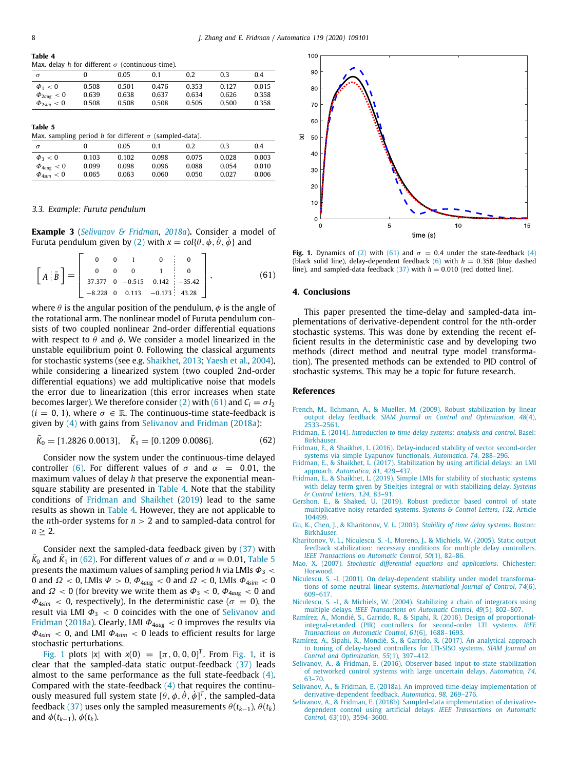**Table 4**
Max. delay $h$ for different $\sigma$ (continuous-time).

| $\sigma$ | 0 | 0.05 | 0.1 | 0.2 | 0.3 | 0.4 |
|---|---|---|---|---|---|---|
| $\Phi_1 < 0$ | 0.508 | 0.501 | 0.476 | 0.353 | 0.127 | 0.015 |
| $\Phi_{2aug} < 0$ | 0.639 | 0.638 | 0.637 | 0.634 | 0.626 | 0.358 |
| $\Phi_{2sim} < 0$ | 0.508 | 0.508 | 0.508 | 0.505 | 0.500 | 0.358 |

**Table 5**
Max. sampling period $h$ for different $\sigma$ (sampled-data).

| $\sigma$ | 0 | 0.05 | 0.1 | 0.2 | 0.3 | 0.4 |
|---|---|---|---|---|---|---|
| $\Phi_3 < 0$ | 0.103 | 0.102 | 0.098 | 0.075 | 0.028 | 0.003 |
| $\Phi_{4aug} < 0$ | 0.099 | 0.098 | 0.096 | 0.088 | 0.054 | 0.010 |
| $\Phi_{4sim} < 0$ | 0.065 | 0.063 | 0.060 | 0.050 | 0.027 | 0.006 |

### 3.3. Example: Furuta pendulum

**Example 3** (Selivanov & Fridman, 2018a)**.** Consider a model of Furuta pendulum given by (2) with $x = col\{\theta, \phi, \dot{\theta}, \dot{\phi}\}$ and

$$\left[ A \,\vdots\, \bar{B} \right] = \begin{bmatrix} 0 & 0 & 1 & 0 & \vdots & 0 \\ 0 & 0 & 0 & 1 & \vdots & 0 \\ 37.377 & 0 & -0.515 & 0.142 & \vdots & -35.42 \\ -8.228 & 0 & 0.113 & -0.173 & \vdots & 43.28 \end{bmatrix}, \tag{61}$$

where $\theta$ is the angular position of the pendulum, $\phi$ is the angle of the rotational arm. The nonlinear model of Furuta pendulum consists of two coupled nonlinear 2nd-order differential equations with respect to $\theta$ and $\phi$. We consider a model linearized in the unstable equilibrium point 0. Following the classical arguments for stochastic systems (see e.g. Shaikhet, 2013; Yaesh et al., 2004), while considering a linearized system (two coupled 2nd-order differential equations) we add multiplicative noise that models the error due to linearization (this error increases when state becomes larger). We therefore consider (2) with (61) and $C_i = \sigma I_2$ ($i = 0, 1$), where $\sigma \in \mathbb{R}$. The continuous-time state-feedback is given by (4) with gains from Selivanov and Fridman (2018a):

$$\bar{K}_0 = [1.2826\ 0.0013], \quad \bar{K}_1 = [0.1209\ 0.0086]. \tag{62}$$

Consider now the system under the continuous-time delayed controller (6). For different values of $\sigma$ and $\alpha = 0.01$, the maximum values of delay $h$ that preserve the exponential mean-square stability are presented in Table 4. Note that the stability conditions of Fridman and Shaikhet (2019) lead to the same results as shown in Table 4. However, they are not applicable to the $n$th-order systems for $n > 2$ and to sampled-data control for $n \geq 2$.

Consider next the sampled-data feedback given by (37) with $\bar{K}_0$ and $\bar{K}_1$ in (62). For different values of $\sigma$ and $\alpha = 0.01$, Table 5 presents the maximum values of sampling period $h$ via LMIs $\Phi_3 < 0$ and $\Omega < 0$, LMIs $\Psi > 0$, $\Phi_{4aug} < 0$ and $\Omega < 0$, LMIs $\Phi_{4sim} < 0$ and $\Omega < 0$ (for brevity we write them as $\Phi_3 < 0$, $\Phi_{4aug} < 0$ and $\Phi_{4sim} < 0$, respectively). In the deterministic case ($\sigma = 0$), the result via LMI $\Phi_3 < 0$ coincides with the one of Selivanov and Fridman (2018a). Clearly, LMI $\Phi_{4aug} < 0$ improves the results via $\Phi_{4sim} < 0$, and LMI $\Phi_{4sim} < 0$ leads to efficient results for large stochastic perturbations.

Fig. 1 plots $|x|$ with $x(0) = [\pi, 0, 0, 0]^T$. From Fig. 1, it is clear that the sampled-data static output-feedback (37) leads almost to the same performance as the full state-feedback (4). Compared with the state-feedback (4) that requires the continuously measured full system state $[\theta, \phi, \dot{\theta}, \dot{\phi}]^T$, the sampled-data feedback (37) uses only the sampled measurements $\theta(t_{k-1})$, $\theta(t_k)$ and $\phi(t_{k-1})$, $\phi(t_k)$.

**Fig. 1.** Dynamics of (2) with (61) and $\sigma = 0.4$ under the state-feedback (4) (black solid line), delay-dependent feedback (6) with $h = 0.358$ (blue dashed line), and sampled-data feedback (37) with $h = 0.010$ (red dotted line).

## 4. Conclusions

This paper presented the time-delay and sampled-data implementations of derivative-dependent control for the $n$th-order stochastic systems. This was done by extending the recent efficient results in the deterministic case and by developing two methods (direct method and neutral type model transformation). The presented methods can be extended to PID control of stochastic systems. This may be a topic for future research.

## References

French, M., Ilchmann, A., & Mueller, M. (2009). Robust stabilization by linear output delay feedback. *SIAM Journal on Control and Optimization*, *48*(4), 2533–2561.

Fridman, E. (2014). *Introduction to time-delay systems: analysis and control*. Basel: Birkhäuser.

Fridman, E., & Shaikhet, L. (2016). Delay-induced stability of vector second-order systems via simple Lyapunov functionals. *Automatica*, *74*, 288–296.

Fridman, E., & Shaikhet, L. (2017). Stabilization by using artificial delays: an LMI approach. *Automatica*, *81*, 429–437.

Fridman, E., & Shaikhet, L. (2019). Simple LMIs for stability of stochastic systems with delay term given by Stieltjes integral or with stabilizing delay. *Systems & Control Letters*, *124*, 83–91.

Gershon, E., & Shaked, U. (2019). Robust predictor based control of state multiplicative noisy retarded systems. *Systems & Control Letters*, *132*, Article 104499.

Gu, K., Chen, J., & Kharitonov, V. L. (2003). *Stability of time delay systems*. Boston: Birkhäuser.

Kharitonov, V. L., Niculescu, S. -I., Moreno, J., & Michiels, W. (2005). Static output feedback stabilization: necessary conditions for multiple delay controllers. *IEEE Transactions on Automatic Control*, *50*(1), 82–86.

Mao, X. (2007). *Stochastic differential equations and applications*. Chichester: Horwood.

Niculescu, S. -I. (2001). On delay-dependent stability under model transformations of some neutral linear systems. *International Journal of Control*, *74*(6), 609–617.

Niculescu, S. -I., & Michiels, W. (2004). Stabilizing a chain of integrators using multiple delays. *IEEE Transactions on Automatic Control*, *49*(5), 802–807.

Ramírez, A., Mondié, S., Garrido, R., & Sipahi, R. (2016). Design of proportional-integral-retarded (PIR) controllers for second-order LTI systems. *IEEE Transactions on Automatic Control*, *61*(6), 1688–1693.

Ramírez, A., Sipahi, R., Mondié, S., & Garrido, R. (2017). An analytical approach to tuning of delay-based controllers for LTI-SISO systems. *SIAM Journal on Control and Optimization*, *55*(1), 397–412.

Selivanov, A., & Fridman, E. (2016). Observer-based input-to-state stabilization of networked control systems with large uncertain delays. *Automatica*, *74*, 63–70.

Selivanov, A., & Fridman, E. (2018a). An improved time-delay implementation of derivative-dependent feedback. *Automatica*, *98*, 269–276.

Selivanov, A., & Fridman, E. (2018b). Sampled-data implementation of derivative-dependent control using artificial delays. *IEEE Transactions on Automatic Control*, *63*(10), 3594–3600.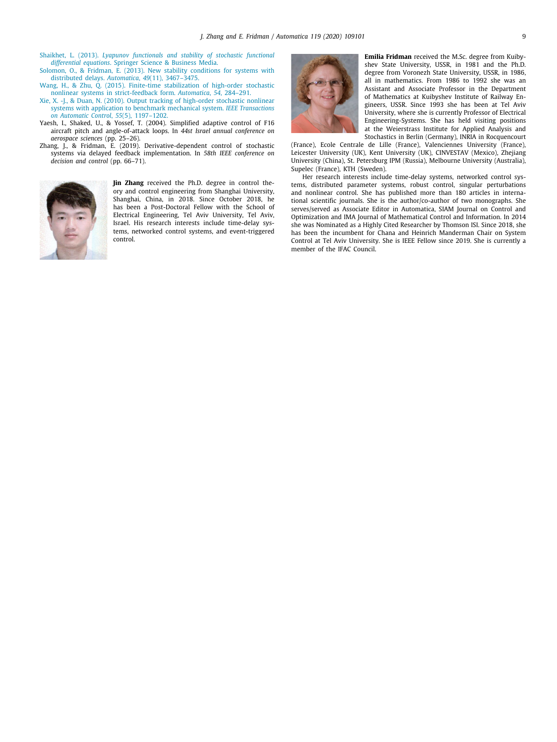Shaikhet, L. (2013). *Lyapunov functionals and stability of stochastic functional differential equations*. Springer Science & Business Media.

Solomon, O., & Fridman, E. (2013). New stability conditions for systems with distributed delays. *Automatica*, *49*(11), 3467–3475.

Wang, H., & Zhu, Q. (2015). Finite-time stabilization of high-order stochastic nonlinear systems in strict-feedback form. *Automatica*, *54*, 284–291.

Xie, X. -J., & Duan, N. (2010). Output tracking of high-order stochastic nonlinear systems with application to benchmark mechanical system. *IEEE Transactions on Automatic Control*, *55*(5), 1197–1202.

Yaesh, I., Shaked, U., & Yossef, T. (2004). Simplified adaptive control of F16 aircraft pitch and angle-of-attack loops. In *44st Israel annual conference on aerospace sciences* (pp. 25–26).

Zhang, J., & Fridman, E. (2019). Derivative-dependent control of stochastic systems via delayed feedback implementation. In *58th IEEE conference on decision and control* (pp. 66–71).

**Jin Zhang** received the Ph.D. degree in control theory and control engineering from Shanghai University, Shanghai, China, in 2018. Since October 2018, he has been a Post-Doctoral Fellow with the School of Electrical Engineering, Tel Aviv University, Tel Aviv, Israel. His research interests include time-delay systems, networked control systems, and event-triggered control.

**Emilia Fridman** received the M.Sc. degree from Kuibyshev State University, USSR, in 1981 and the Ph.D. degree from Voronezh State University, USSR, in 1986, all in mathematics. From 1986 to 1992 she was an Assistant and Associate Professor in the Department of Mathematics at Kuibyshev Institute of Railway Engineers, USSR. Since 1993 she has been at Tel Aviv University, where she is currently Professor of Electrical Engineering-Systems. She has held visiting positions at the Weierstrass Institute for Applied Analysis and Stochastics in Berlin (Germany), INRIA in Rocquencourt (France), Ecole Centrale de Lille (France), Valenciennes University (France), Leicester University (UK), Kent University (UK), CINVESTAV (Mexico), Zhejiang University (China), St. Petersburg IPM (Russia), Melbourne University (Australia), Supelec (France), KTH (Sweden).

Her research interests include time-delay systems, networked control systems, distributed parameter systems, robust control, singular perturbations and nonlinear control. She has published more than 180 articles in international scientific journals. She is the author/co-author of two monographs. She serves/served as Associate Editor in Automatica, SIAM Journal on Control and Optimization and IMA Journal of Mathematical Control and Information. In 2014 she was Nominated as a Highly Cited Researcher by Thomson ISI. Since 2018, she has been the incumbent for Chana and Heinrich Manderman Chair on System Control at Tel Aviv University. She is IEEE Fellow since 2019. She is currently a member of the IFAC Council.